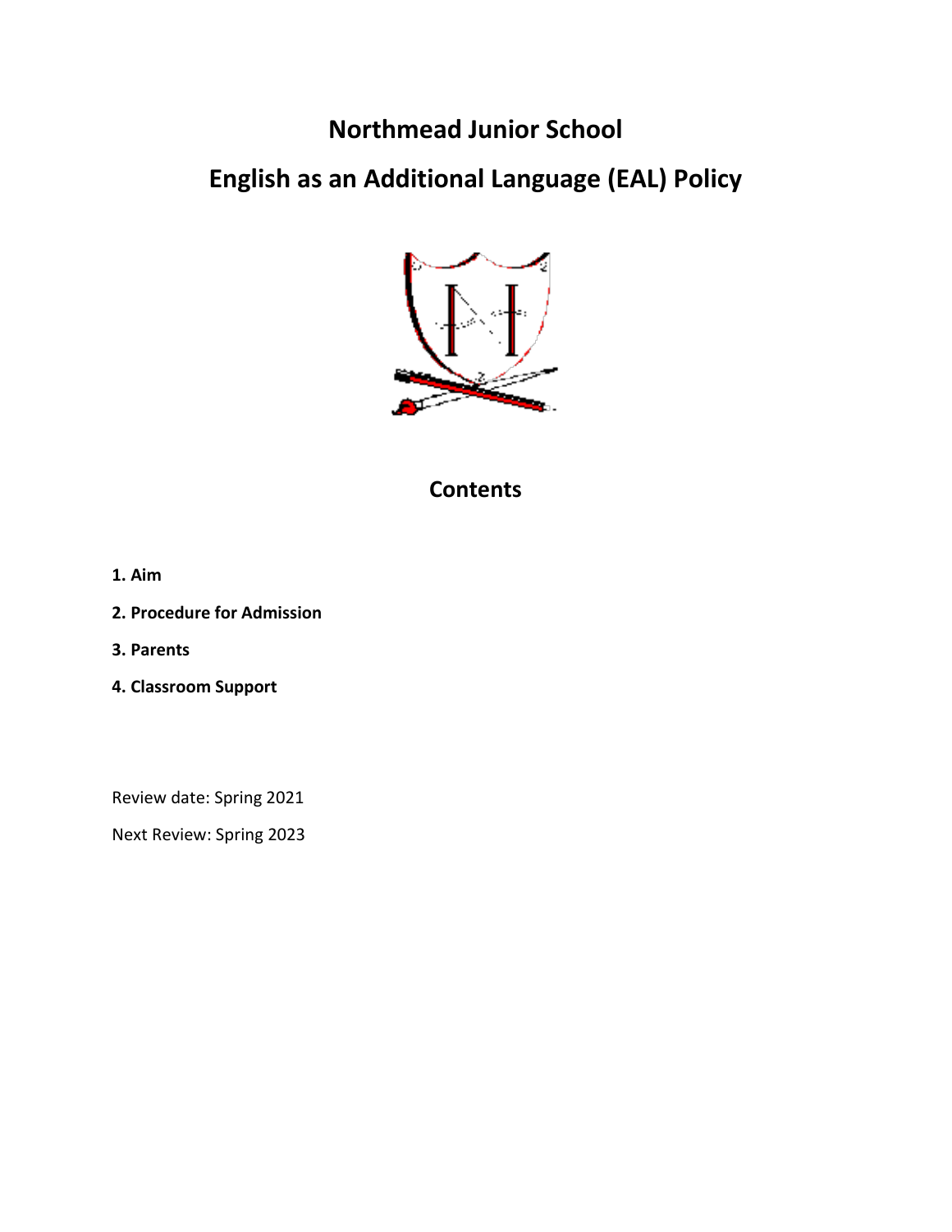# Northmead Junior School

# English as an Additional Language (EAL) Policy

## Contents

**1. Aim**

**2. Procedure for Admission**

**3. Parents**

**4. Classroom Support**

Review date: Spring 2021

Next Review: Spring 2023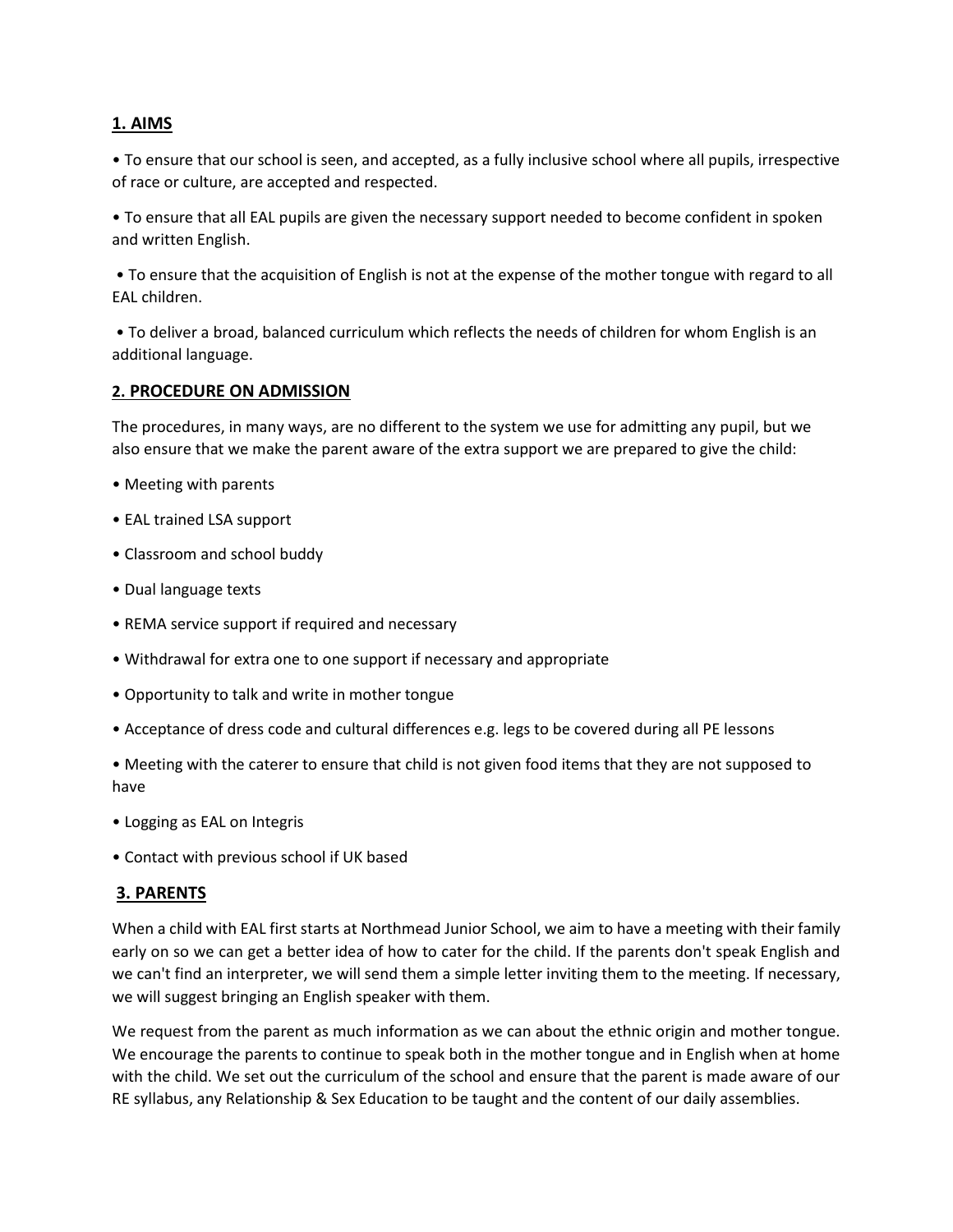## 1. AIMS

- To ensure that our school is seen, and accepted, as a fully inclusive school where all pupils, irrespective of race or culture, are accepted and respected.
- To ensure that all EAL pupils are given the necessary support needed to become confident in spoken and written English.
- To ensure that the acquisition of English is not at the expense of the mother tongue with regard to all EAL children.
- To deliver a broad, balanced curriculum which reflects the needs of children for whom English is an additional language.

## 2. PROCEDURE ON ADMISSION

The procedures, in many ways, are no different to the system we use for admitting any pupil, but we also ensure that we make the parent aware of the extra support we are prepared to give the child:

- Meeting with parents
- EAL trained LSA support
- Classroom and school buddy
- Dual language texts
- REMA service support if required and necessary
- Withdrawal for extra one to one support if necessary and appropriate
- Opportunity to talk and write in mother tongue
- Acceptance of dress code and cultural differences e.g. legs to be covered during all PE lessons
- Meeting with the caterer to ensure that child is not given food items that they are not supposed to have
- Logging as EAL on Integris
- Contact with previous school if UK based

## 3. PARENTS

When a child with EAL first starts at Northmead Junior School, we aim to have a meeting with their family early on so we can get a better idea of how to cater for the child. If the parents don't speak English and we can't find an interpreter, we will send them a simple letter inviting them to the meeting. If necessary, we will suggest bringing an English speaker with them.

We request from the parent as much information as we can about the ethnic origin and mother tongue. We encourage the parents to continue to speak both in the mother tongue and in English when at home with the child. We set out the curriculum of the school and ensure that the parent is made aware of our RE syllabus, any Relationship & Sex Education to be taught and the content of our daily assemblies.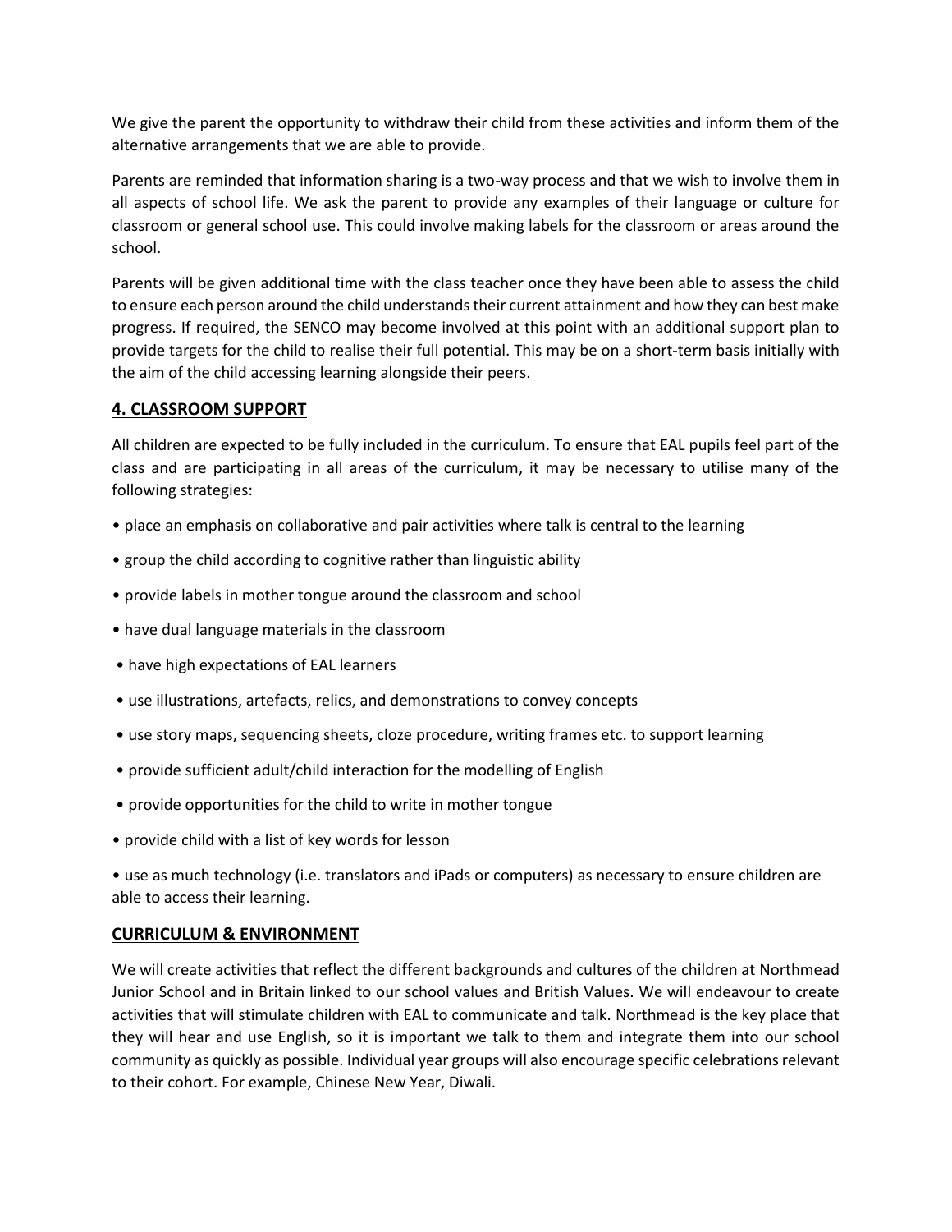We give the parent the opportunity to withdraw their child from these activities and inform them of the alternative arrangements that we are able to provide.

Parents are reminded that information sharing is a two-way process and that we wish to involve them in all aspects of school life. We ask the parent to provide any examples of their language or culture for classroom or general school use. This could involve making labels for the classroom or areas around the school.

Parents will be given additional time with the class teacher once they have been able to assess the child to ensure each person around the child understands their current attainment and how they can best make progress. If required, the SENCO may become involved at this point with an additional support plan to provide targets for the child to realise their full potential. This may be on a short-term basis initially with the aim of the child accessing learning alongside their peers.

## 4. CLASSROOM SUPPORT

All children are expected to be fully included in the curriculum. To ensure that EAL pupils feel part of the class and are participating in all areas of the curriculum, it may be necessary to utilise many of the following strategies:

- place an emphasis on collaborative and pair activities where talk is central to the learning
- group the child according to cognitive rather than linguistic ability
- provide labels in mother tongue around the classroom and school
- have dual language materials in the classroom
- have high expectations of EAL learners
- use illustrations, artefacts, relics, and demonstrations to convey concepts
- use story maps, sequencing sheets, cloze procedure, writing frames etc. to support learning
- provide sufficient adult/child interaction for the modelling of English
- provide opportunities for the child to write in mother tongue
- provide child with a list of key words for lesson
- use as much technology (i.e. translators and iPads or computers) as necessary to ensure children are able to access their learning.

## CURRICULUM & ENVIRONMENT

We will create activities that reflect the different backgrounds and cultures of the children at Northmead Junior School and in Britain linked to our school values and British Values. We will endeavour to create activities that will stimulate children with EAL to communicate and talk. Northmead is the key place that they will hear and use English, so it is important we talk to them and integrate them into our school community as quickly as possible. Individual year groups will also encourage specific celebrations relevant to their cohort. For example, Chinese New Year, Diwali.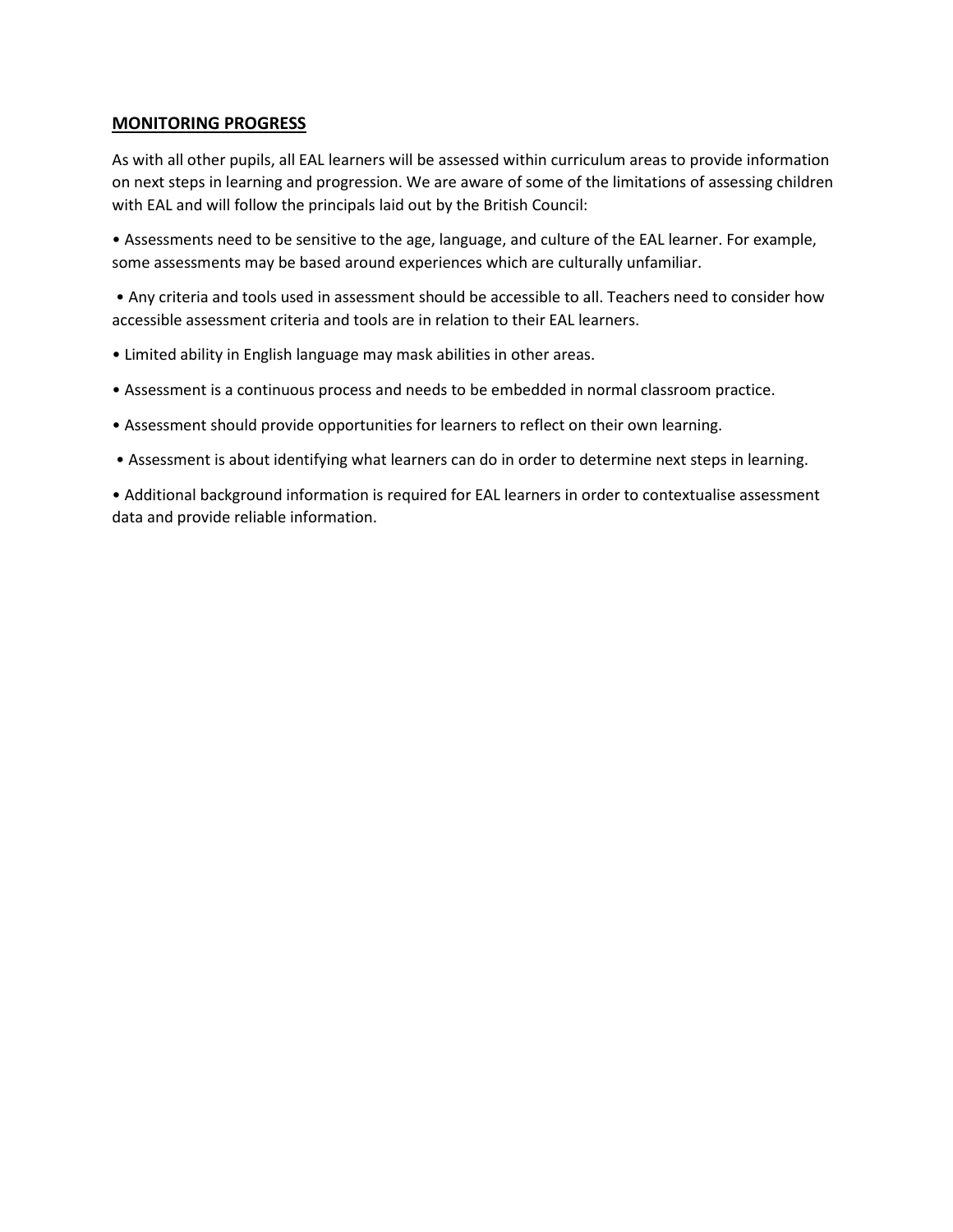## MONITORING PROGRESS

As with all other pupils, all EAL learners will be assessed within curriculum areas to provide information on next steps in learning and progression. We are aware of some of the limitations of assessing children with EAL and will follow the principals laid out by the British Council:

- Assessments need to be sensitive to the age, language, and culture of the EAL learner. For example, some assessments may be based around experiences which are culturally unfamiliar.
- Any criteria and tools used in assessment should be accessible to all. Teachers need to consider how accessible assessment criteria and tools are in relation to their EAL learners.
- Limited ability in English language may mask abilities in other areas.
- Assessment is a continuous process and needs to be embedded in normal classroom practice.
- Assessment should provide opportunities for learners to reflect on their own learning.
- Assessment is about identifying what learners can do in order to determine next steps in learning.
- Additional background information is required for EAL learners in order to contextualise assessment data and provide reliable information.